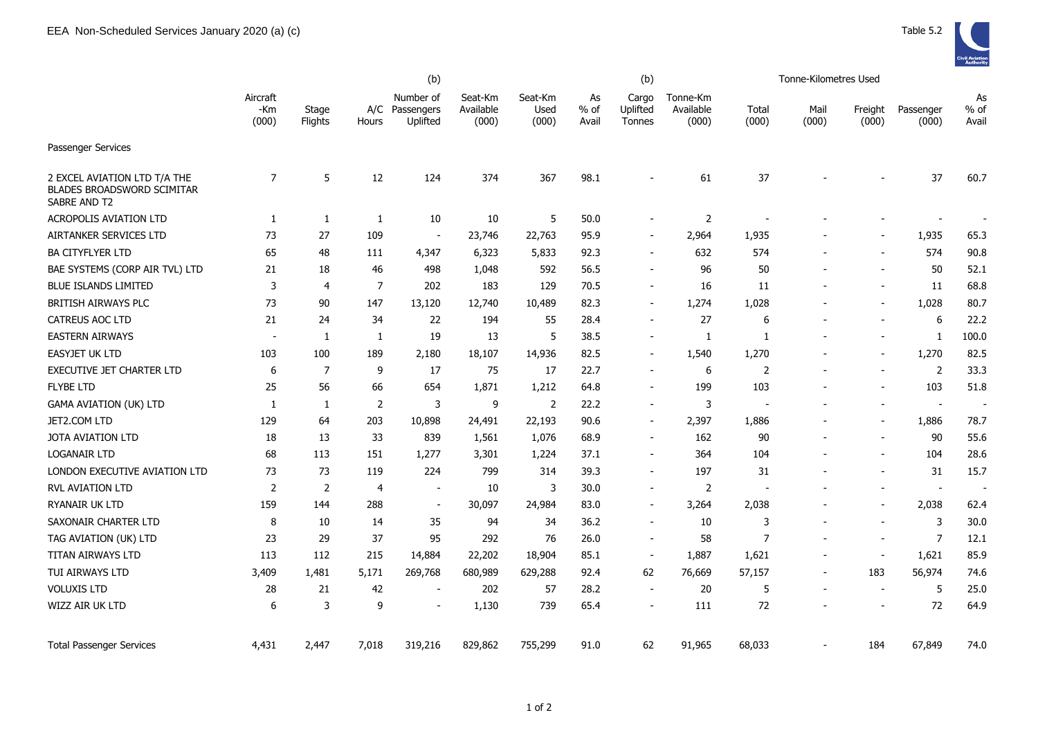EEA Non-Scheduled Services January 2020 (a) (c)

Table 5.2

| | Aircraft -Km (000) | Stage Flights | A/C Hours | (b) Number of Passengers Uplifted | Seat-Km Available (000) | Seat-Km Used (000) | As % of Avail | (b) Cargo Uplifted Tonnes | Tonne-Km Available (000) | Tonne-Kilometres Used Total (000) | Mail (000) | Freight (000) | Passenger (000) | As % of Avail |
|---|---|---|---|---|---|---|---|---|---|---|---|---|---|---|
| Passenger Services | | | | | | | | | | | | | | |
| 2 EXCEL AVIATION LTD T/A THE BLADES BROADSWORD SCIMITAR SABRE AND T2 | 7 | 5 | 12 | 124 | 374 | 367 | 98.1 | - | 61 | 37 | - | - | 37 | 60.7 |
| ACROPOLIS AVIATION LTD | 1 | 1 | 1 | 10 | 10 | 5 | 50.0 | - | 2 | - | - | - | - | - |
| AIRTANKER SERVICES LTD | 73 | 27 | 109 | - | 23,746 | 22,763 | 95.9 | - | 2,964 | 1,935 | - | - | 1,935 | 65.3 |
| BA CITYFLYER LTD | 65 | 48 | 111 | 4,347 | 6,323 | 5,833 | 92.3 | - | 632 | 574 | - | - | 574 | 90.8 |
| BAE SYSTEMS (CORP AIR TVL) LTD | 21 | 18 | 46 | 498 | 1,048 | 592 | 56.5 | - | 96 | 50 | - | - | 50 | 52.1 |
| BLUE ISLANDS LIMITED | 3 | 4 | 7 | 202 | 183 | 129 | 70.5 | - | 16 | 11 | - | - | 11 | 68.8 |
| BRITISH AIRWAYS PLC | 73 | 90 | 147 | 13,120 | 12,740 | 10,489 | 82.3 | - | 1,274 | 1,028 | - | - | 1,028 | 80.7 |
| CATREUS AOC LTD | 21 | 24 | 34 | 22 | 194 | 55 | 28.4 | - | 27 | 6 | - | - | 6 | 22.2 |
| EASTERN AIRWAYS | - | 1 | 1 | 19 | 13 | 5 | 38.5 | - | 1 | 1 | - | - | 1 | 100.0 |
| EASYJET UK LTD | 103 | 100 | 189 | 2,180 | 18,107 | 14,936 | 82.5 | - | 1,540 | 1,270 | - | - | 1,270 | 82.5 |
| EXECUTIVE JET CHARTER LTD | 6 | 7 | 9 | 17 | 75 | 17 | 22.7 | - | 6 | 2 | - | - | 2 | 33.3 |
| FLYBE LTD | 25 | 56 | 66 | 654 | 1,871 | 1,212 | 64.8 | - | 199 | 103 | - | - | 103 | 51.8 |
| GAMA AVIATION (UK) LTD | 1 | 1 | 2 | 3 | 9 | 2 | 22.2 | - | 3 | - | - | - | - | - |
| JET2.COM LTD | 129 | 64 | 203 | 10,898 | 24,491 | 22,193 | 90.6 | - | 2,397 | 1,886 | - | - | 1,886 | 78.7 |
| JOTA AVIATION LTD | 18 | 13 | 33 | 839 | 1,561 | 1,076 | 68.9 | - | 162 | 90 | - | - | 90 | 55.6 |
| LOGANAIR LTD | 68 | 113 | 151 | 1,277 | 3,301 | 1,224 | 37.1 | - | 364 | 104 | - | - | 104 | 28.6 |
| LONDON EXECUTIVE AVIATION LTD | 73 | 73 | 119 | 224 | 799 | 314 | 39.3 | - | 197 | 31 | - | - | 31 | 15.7 |
| RVL AVIATION LTD | 2 | 2 | 4 | - | 10 | 3 | 30.0 | - | 2 | - | - | - | - | - |
| RYANAIR UK LTD | 159 | 144 | 288 | - | 30,097 | 24,984 | 83.0 | - | 3,264 | 2,038 | - | - | 2,038 | 62.4 |
| SAXONAIR CHARTER LTD | 8 | 10 | 14 | 35 | 94 | 34 | 36.2 | - | 10 | 3 | - | - | 3 | 30.0 |
| TAG AVIATION (UK) LTD | 23 | 29 | 37 | 95 | 292 | 76 | 26.0 | - | 58 | 7 | - | - | 7 | 12.1 |
| TITAN AIRWAYS LTD | 113 | 112 | 215 | 14,884 | 22,202 | 18,904 | 85.1 | - | 1,887 | 1,621 | - | - | 1,621 | 85.9 |
| TUI AIRWAYS LTD | 3,409 | 1,481 | 5,171 | 269,768 | 680,989 | 629,288 | 92.4 | 62 | 76,669 | 57,157 | - | 183 | 56,974 | 74.6 |
| VOLUXIS LTD | 28 | 21 | 42 | - | 202 | 57 | 28.2 | - | 20 | 5 | - | - | 5 | 25.0 |
| WIZZ AIR UK LTD | 6 | 3 | 9 | - | 1,130 | 739 | 65.4 | - | 111 | 72 | - | - | 72 | 64.9 |
| Total Passenger Services | 4,431 | 2,447 | 7,018 | 319,216 | 829,862 | 755,299 | 91.0 | 62 | 91,965 | 68,033 | - | 184 | 67,849 | 74.0 |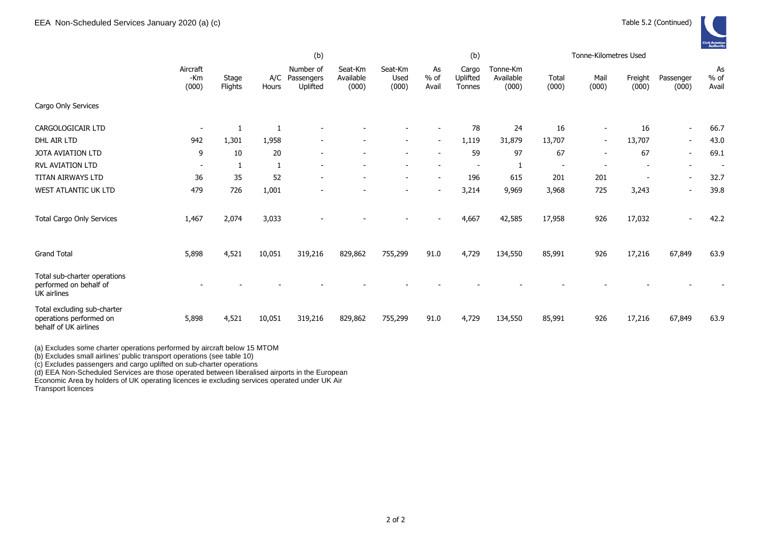EEA Non-Scheduled Services January 2020 (a) (c)

Table 5.2 (Continued)

| | Aircraft -Km (000) | Stage Flights | A/C Hours | (b) Number of Passengers Uplifted | Seat-Km Available (000) | Seat-Km Used (000) | As % of Avail | (b) Cargo Uplifted Tonnes | Tonne-Km Available (000) | Tonne-Kilometres Used Total (000) | Mail (000) | Freight (000) | Passenger (000) | As % of Avail |
|---|---|---|---|---|---|---|---|---|---|---|---|---|---|---|
| Cargo Only Services | | | | | | | | | | | | | | |
| CARGOLOGICAIR LTD | - | 1 | 1 | - | - | - | - | 78 | 24 | 16 | - | 16 | - | 66.7 |
| DHL AIR LTD | 942 | 1,301 | 1,958 | - | - | - | - | 1,119 | 31,879 | 13,707 | - | 13,707 | - | 43.0 |
| JOTA AVIATION LTD | 9 | 10 | 20 | - | - | - | - | 59 | 97 | 67 | - | 67 | - | 69.1 |
| RVL AVIATION LTD | - | 1 | 1 | - | - | - | - | - | 1 | - | - | - | - | - |
| TITAN AIRWAYS LTD | 36 | 35 | 52 | - | - | - | - | 196 | 615 | 201 | 201 | - | - | 32.7 |
| WEST ATLANTIC UK LTD | 479 | 726 | 1,001 | - | - | - | - | 3,214 | 9,969 | 3,968 | 725 | 3,243 | - | 39.8 |
| Total Cargo Only Services | 1,467 | 2,074 | 3,033 | - | - | - | - | 4,667 | 42,585 | 17,958 | 926 | 17,032 | - | 42.2 |
| Grand Total | 5,898 | 4,521 | 10,051 | 319,216 | 829,862 | 755,299 | 91.0 | 4,729 | 134,550 | 85,991 | 926 | 17,216 | 67,849 | 63.9 |
| Total sub-charter operations performed on behalf of UK airlines | - | - | - | - | - | - | - | - | - | - | - | - | - | - |
| Total excluding sub-charter operations performed on behalf of UK airlines | 5,898 | 4,521 | 10,051 | 319,216 | 829,862 | 755,299 | 91.0 | 4,729 | 134,550 | 85,991 | 926 | 17,216 | 67,849 | 63.9 |

(a) Excludes some charter operations performed by aircraft below 15 MTOM
(b) Excludes small airlines' public transport operations (see table 10)
(c) Excludes passengers and cargo uplifted on sub-charter operations
(d) EEA Non-Scheduled Services are those operated between liberalised airports in the European Economic Area by holders of UK operating licences ie excluding services operated under UK Air Transport licences